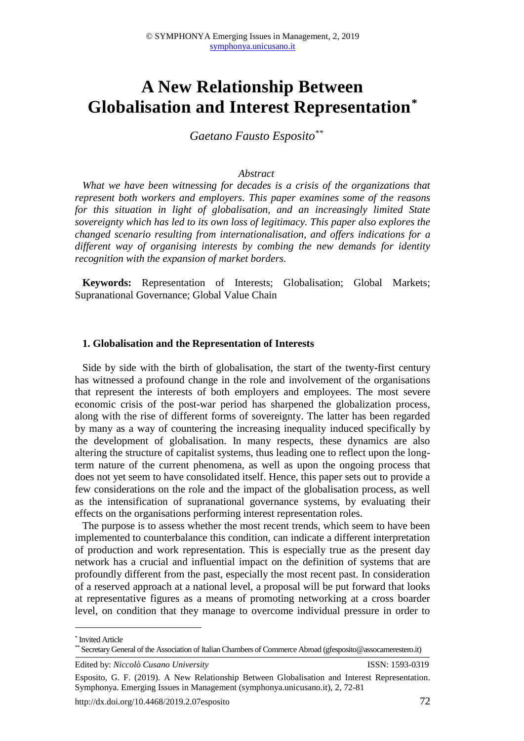# A New Relationship Between Globalisation and Interest Representation*

*Gaetano Fausto Esposito***

*Abstract*

*What we have been witnessing for decades is a crisis of the organizations that represent both workers and employers. This paper examines some of the reasons for this situation in light of globalisation, and an increasingly limited State sovereignty which has led to its own loss of legitimacy. This paper also explores the changed scenario resulting from internationalisation, and offers indications for a different way of organising interests by combing the new demands for identity recognition with the expansion of market borders.*

**Keywords:** Representation of Interests; Globalisation; Global Markets; Supranational Governance; Global Value Chain

## 1. Globalisation and the Representation of Interests

Side by side with the birth of globalisation, the start of the twenty-first century has witnessed a profound change in the role and involvement of the organisations that represent the interests of both employers and employees. The most severe economic crisis of the post-war period has sharpened the globalization process, along with the rise of different forms of sovereignty. The latter has been regarded by many as a way of countering the increasing inequality induced specifically by the development of globalisation. In many respects, these dynamics are also altering the structure of capitalist systems, thus leading one to reflect upon the long-term nature of the current phenomena, as well as upon the ongoing process that does not yet seem to have consolidated itself. Hence, this paper sets out to provide a few considerations on the role and the impact of the globalisation process, as well as the intensification of supranational governance systems, by evaluating their effects on the organisations performing interest representation roles.

The purpose is to assess whether the most recent trends, which seem to have been implemented to counterbalance this condition, can indicate a different interpretation of production and work representation. This is especially true as the present day network has a crucial and influential impact on the definition of systems that are profoundly different from the past, especially the most recent past. In consideration of a reserved approach at a national level, a proposal will be put forward that looks at representative figures as a means of promoting networking at a cross boarder level, on condition that they manage to overcome individual pressure in order to

---

* Invited Article

** Secretary General of the Association of Italian Chambers of Commerce Abroad (gfesposito@assocamerestero.it)

Edited by: *Niccolò Cusano University* ISSN: 1593-0319

Esposito, G. F. (2019). A New Relationship Between Globalisation and Interest Representation. Symphonya. Emerging Issues in Management (symphonya.unicusano.it), 2, 72-81

http://dx.doi.org/10.4468/2019.2.07esposito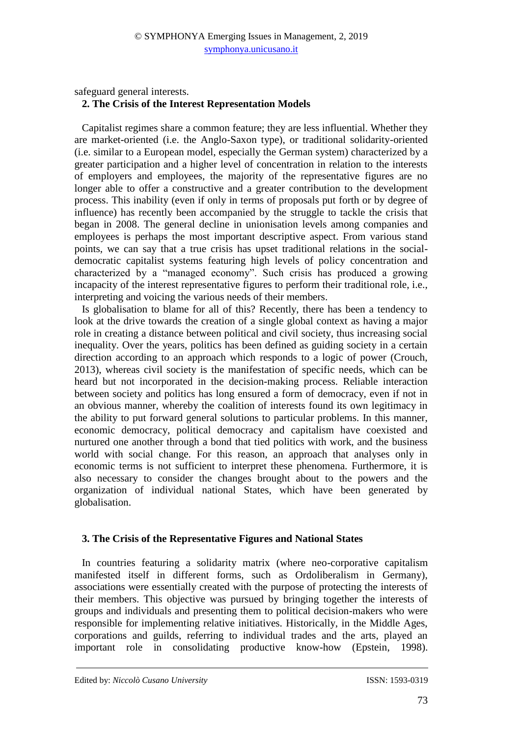safeguard general interests.

## 2. The Crisis of the Interest Representation Models

Capitalist regimes share a common feature; they are less influential. Whether they are market-oriented (i.e. the Anglo-Saxon type), or traditional solidarity-oriented (i.e. similar to a European model, especially the German system) characterized by a greater participation and a higher level of concentration in relation to the interests of employers and employees, the majority of the representative figures are no longer able to offer a constructive and a greater contribution to the development process. This inability (even if only in terms of proposals put forth or by degree of influence) has recently been accompanied by the struggle to tackle the crisis that began in 2008. The general decline in unionisation levels among companies and employees is perhaps the most important descriptive aspect. From various stand points, we can say that a true crisis has upset traditional relations in the social-democratic capitalist systems featuring high levels of policy concentration and characterized by a "managed economy". Such crisis has produced a growing incapacity of the interest representative figures to perform their traditional role, i.e., interpreting and voicing the various needs of their members.

Is globalisation to blame for all of this? Recently, there has been a tendency to look at the drive towards the creation of a single global context as having a major role in creating a distance between political and civil society, thus increasing social inequality. Over the years, politics has been defined as guiding society in a certain direction according to an approach which responds to a logic of power (Crouch, 2013), whereas civil society is the manifestation of specific needs, which can be heard but not incorporated in the decision-making process. Reliable interaction between society and politics has long ensured a form of democracy, even if not in an obvious manner, whereby the coalition of interests found its own legitimacy in the ability to put forward general solutions to particular problems. In this manner, economic democracy, political democracy and capitalism have coexisted and nurtured one another through a bond that tied politics with work, and the business world with social change. For this reason, an approach that analyses only in economic terms is not sufficient to interpret these phenomena. Furthermore, it is also necessary to consider the changes brought about to the powers and the organization of individual national States, which have been generated by globalisation.

## 3. The Crisis of the Representative Figures and National States

In countries featuring a solidarity matrix (where neo-corporative capitalism manifested itself in different forms, such as Ordoliberalism in Germany), associations were essentially created with the purpose of protecting the interests of their members. This objective was pursued by bringing together the interests of groups and individuals and presenting them to political decision-makers who were responsible for implementing relative initiatives. Historically, in the Middle Ages, corporations and guilds, referring to individual trades and the arts, played an important role in consolidating productive know-how (Epstein, 1998).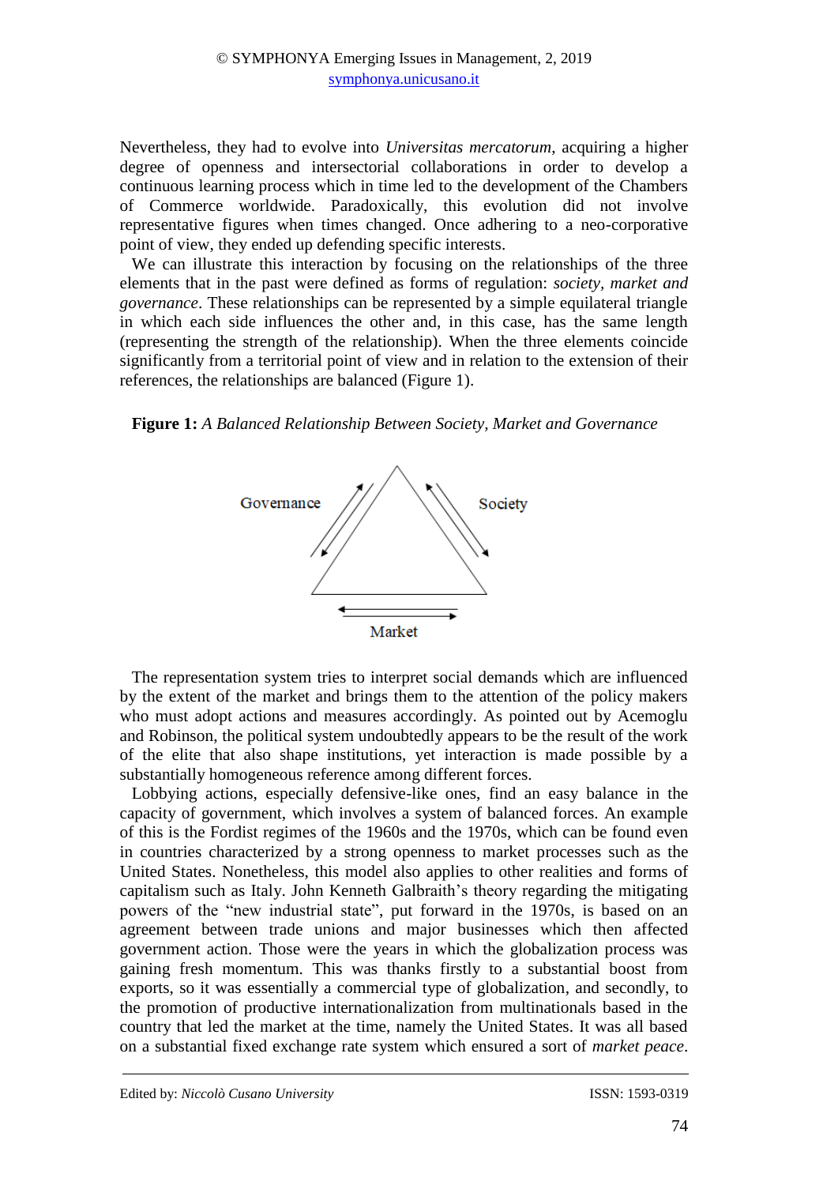Nevertheless, they had to evolve into *Universitas mercatorum*, acquiring a higher degree of openness and intersectorial collaborations in order to develop a continuous learning process which in time led to the development of the Chambers of Commerce worldwide. Paradoxically, this evolution did not involve representative figures when times changed. Once adhering to a neo-corporative point of view, they ended up defending specific interests.

We can illustrate this interaction by focusing on the relationships of the three elements that in the past were defined as forms of regulation: *society, market and governance*. These relationships can be represented by a simple equilateral triangle in which each side influences the other and, in this case, has the same length (representing the strength of the relationship). When the three elements coincide significantly from a territorial point of view and in relation to the extension of their references, the relationships are balanced (Figure 1).

**Figure 1:** *A Balanced Relationship Between Society, Market and Governance*

Governance

Society

Market

The representation system tries to interpret social demands which are influenced by the extent of the market and brings them to the attention of the policy makers who must adopt actions and measures accordingly. As pointed out by Acemoglu and Robinson, the political system undoubtedly appears to be the result of the work of the elite that also shape institutions, yet interaction is made possible by a substantially homogeneous reference among different forces.

Lobbying actions, especially defensive-like ones, find an easy balance in the capacity of government, which involves a system of balanced forces. An example of this is the Fordist regimes of the 1960s and the 1970s, which can be found even in countries characterized by a strong openness to market processes such as the United States. Nonetheless, this model also applies to other realities and forms of capitalism such as Italy. John Kenneth Galbraith's theory regarding the mitigating powers of the "new industrial state", put forward in the 1970s, is based on an agreement between trade unions and major businesses which then affected government action. Those were the years in which the globalization process was gaining fresh momentum. This was thanks firstly to a substantial boost from exports, so it was essentially a commercial type of globalization, and secondly, to the promotion of productive internationalization from multinationals based in the country that led the market at the time, namely the United States. It was all based on a substantial fixed exchange rate system which ensured a sort of *market peace*.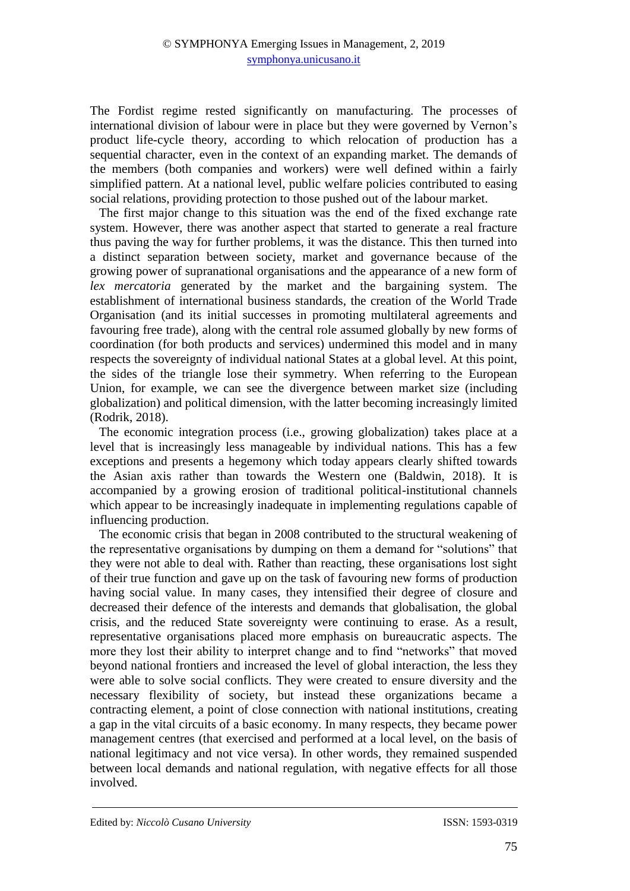The Fordist regime rested significantly on manufacturing. The processes of international division of labour were in place but they were governed by Vernon's product life-cycle theory, according to which relocation of production has a sequential character, even in the context of an expanding market. The demands of the members (both companies and workers) were well defined within a fairly simplified pattern. At a national level, public welfare policies contributed to easing social relations, providing protection to those pushed out of the labour market.

The first major change to this situation was the end of the fixed exchange rate system. However, there was another aspect that started to generate a real fracture thus paving the way for further problems, it was the distance. This then turned into a distinct separation between society, market and governance because of the growing power of supranational organisations and the appearance of a new form of *lex mercatoria* generated by the market and the bargaining system. The establishment of international business standards, the creation of the World Trade Organisation (and its initial successes in promoting multilateral agreements and favouring free trade), along with the central role assumed globally by new forms of coordination (for both products and services) undermined this model and in many respects the sovereignty of individual national States at a global level. At this point, the sides of the triangle lose their symmetry. When referring to the European Union, for example, we can see the divergence between market size (including globalization) and political dimension, with the latter becoming increasingly limited (Rodrik, 2018).

The economic integration process (i.e., growing globalization) takes place at a level that is increasingly less manageable by individual nations. This has a few exceptions and presents a hegemony which today appears clearly shifted towards the Asian axis rather than towards the Western one (Baldwin, 2018). It is accompanied by a growing erosion of traditional political-institutional channels which appear to be increasingly inadequate in implementing regulations capable of influencing production.

The economic crisis that began in 2008 contributed to the structural weakening of the representative organisations by dumping on them a demand for "solutions" that they were not able to deal with. Rather than reacting, these organisations lost sight of their true function and gave up on the task of favouring new forms of production having social value. In many cases, they intensified their degree of closure and decreased their defence of the interests and demands that globalisation, the global crisis, and the reduced State sovereignty were continuing to erase. As a result, representative organisations placed more emphasis on bureaucratic aspects. The more they lost their ability to interpret change and to find "networks" that moved beyond national frontiers and increased the level of global interaction, the less they were able to solve social conflicts. They were created to ensure diversity and the necessary flexibility of society, but instead these organizations became a contracting element, a point of close connection with national institutions, creating a gap in the vital circuits of a basic economy. In many respects, they became power management centres (that exercised and performed at a local level, on the basis of national legitimacy and not vice versa). In other words, they remained suspended between local demands and national regulation, with negative effects for all those involved.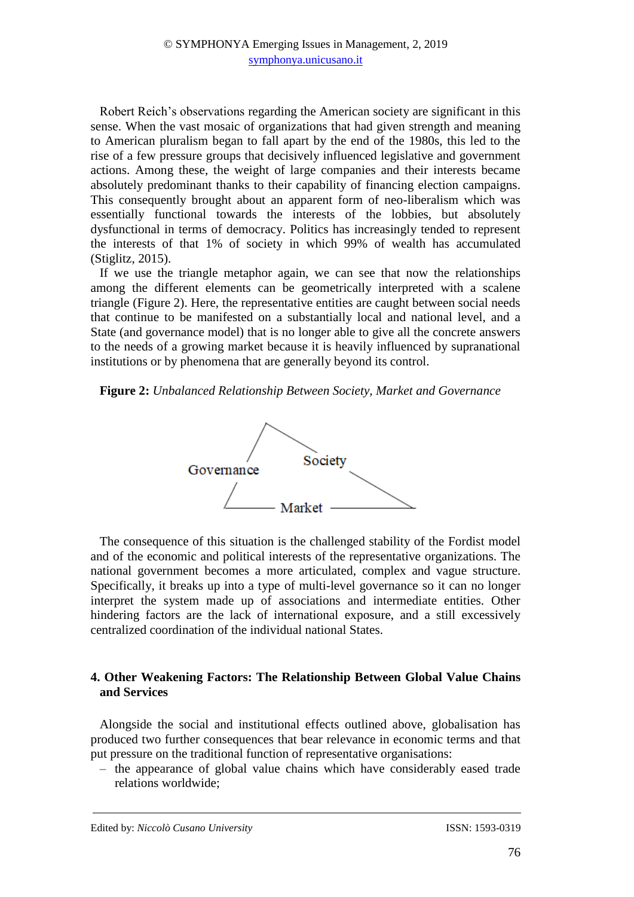Robert Reich's observations regarding the American society are significant in this sense. When the vast mosaic of organizations that had given strength and meaning to American pluralism began to fall apart by the end of the 1980s, this led to the rise of a few pressure groups that decisively influenced legislative and government actions. Among these, the weight of large companies and their interests became absolutely predominant thanks to their capability of financing election campaigns. This consequently brought about an apparent form of neo-liberalism which was essentially functional towards the interests of the lobbies, but absolutely dysfunctional in terms of democracy. Politics has increasingly tended to represent the interests of that 1% of society in which 99% of wealth has accumulated (Stiglitz, 2015).

If we use the triangle metaphor again, we can see that now the relationships among the different elements can be geometrically interpreted with a scalene triangle (Figure 2). Here, the representative entities are caught between social needs that continue to be manifested on a substantially local and national level, and a State (and governance model) that is no longer able to give all the concrete answers to the needs of a growing market because it is heavily influenced by supranational institutions or by phenomena that are generally beyond its control.

**Figure 2:** *Unbalanced Relationship Between Society, Market and Governance*

Governance — Society — Market

The consequence of this situation is the challenged stability of the Fordist model and of the economic and political interests of the representative organizations. The national government becomes a more articulated, complex and vague structure. Specifically, it breaks up into a type of multi-level governance so it can no longer interpret the system made up of associations and intermediate entities. Other hindering factors are the lack of international exposure, and a still excessively centralized coordination of the individual national States.

## 4. Other Weakening Factors: The Relationship Between Global Value Chains and Services

Alongside the social and institutional effects outlined above, globalisation has produced two further consequences that bear relevance in economic terms and that put pressure on the traditional function of representative organisations:

- the appearance of global value chains which have considerably eased trade relations worldwide;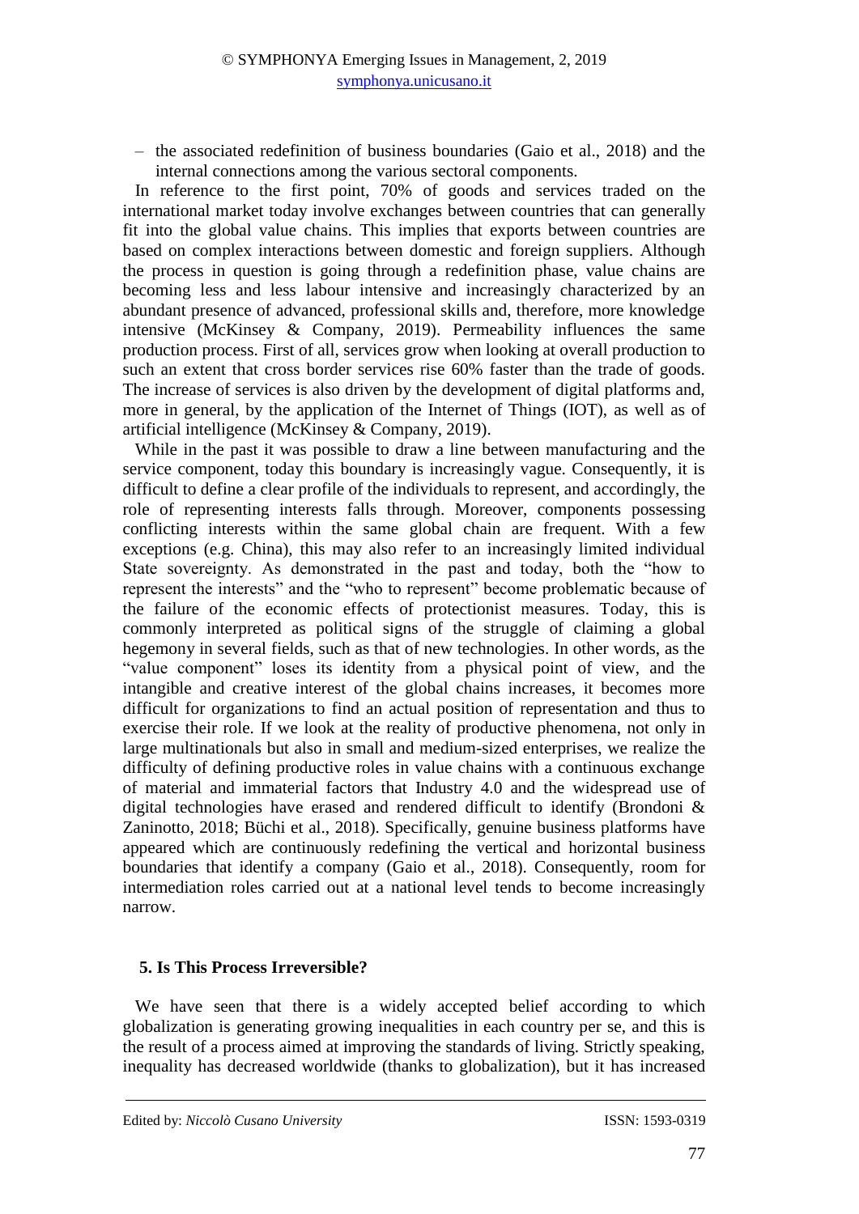– the associated redefinition of business boundaries (Gaio et al., 2018) and the internal connections among the various sectoral components.

In reference to the first point, 70% of goods and services traded on the international market today involve exchanges between countries that can generally fit into the global value chains. This implies that exports between countries are based on complex interactions between domestic and foreign suppliers. Although the process in question is going through a redefinition phase, value chains are becoming less and less labour intensive and increasingly characterized by an abundant presence of advanced, professional skills and, therefore, more knowledge intensive (McKinsey & Company, 2019). Permeability influences the same production process. First of all, services grow when looking at overall production to such an extent that cross border services rise 60% faster than the trade of goods. The increase of services is also driven by the development of digital platforms and, more in general, by the application of the Internet of Things (IOT), as well as of artificial intelligence (McKinsey & Company, 2019).

While in the past it was possible to draw a line between manufacturing and the service component, today this boundary is increasingly vague. Consequently, it is difficult to define a clear profile of the individuals to represent, and accordingly, the role of representing interests falls through. Moreover, components possessing conflicting interests within the same global chain are frequent. With a few exceptions (e.g. China), this may also refer to an increasingly limited individual State sovereignty. As demonstrated in the past and today, both the "how to represent the interests" and the "who to represent" become problematic because of the failure of the economic effects of protectionist measures. Today, this is commonly interpreted as political signs of the struggle of claiming a global hegemony in several fields, such as that of new technologies. In other words, as the "value component" loses its identity from a physical point of view, and the intangible and creative interest of the global chains increases, it becomes more difficult for organizations to find an actual position of representation and thus to exercise their role. If we look at the reality of productive phenomena, not only in large multinationals but also in small and medium-sized enterprises, we realize the difficulty of defining productive roles in value chains with a continuous exchange of material and immaterial factors that Industry 4.0 and the widespread use of digital technologies have erased and rendered difficult to identify (Brondoni & Zaninotto, 2018; Büchi et al., 2018). Specifically, genuine business platforms have appeared which are continuously redefining the vertical and horizontal business boundaries that identify a company (Gaio et al., 2018). Consequently, room for intermediation roles carried out at a national level tends to become increasingly narrow.

## 5. Is This Process Irreversible?

We have seen that there is a widely accepted belief according to which globalization is generating growing inequalities in each country per se, and this is the result of a process aimed at improving the standards of living. Strictly speaking, inequality has decreased worldwide (thanks to globalization), but it has increased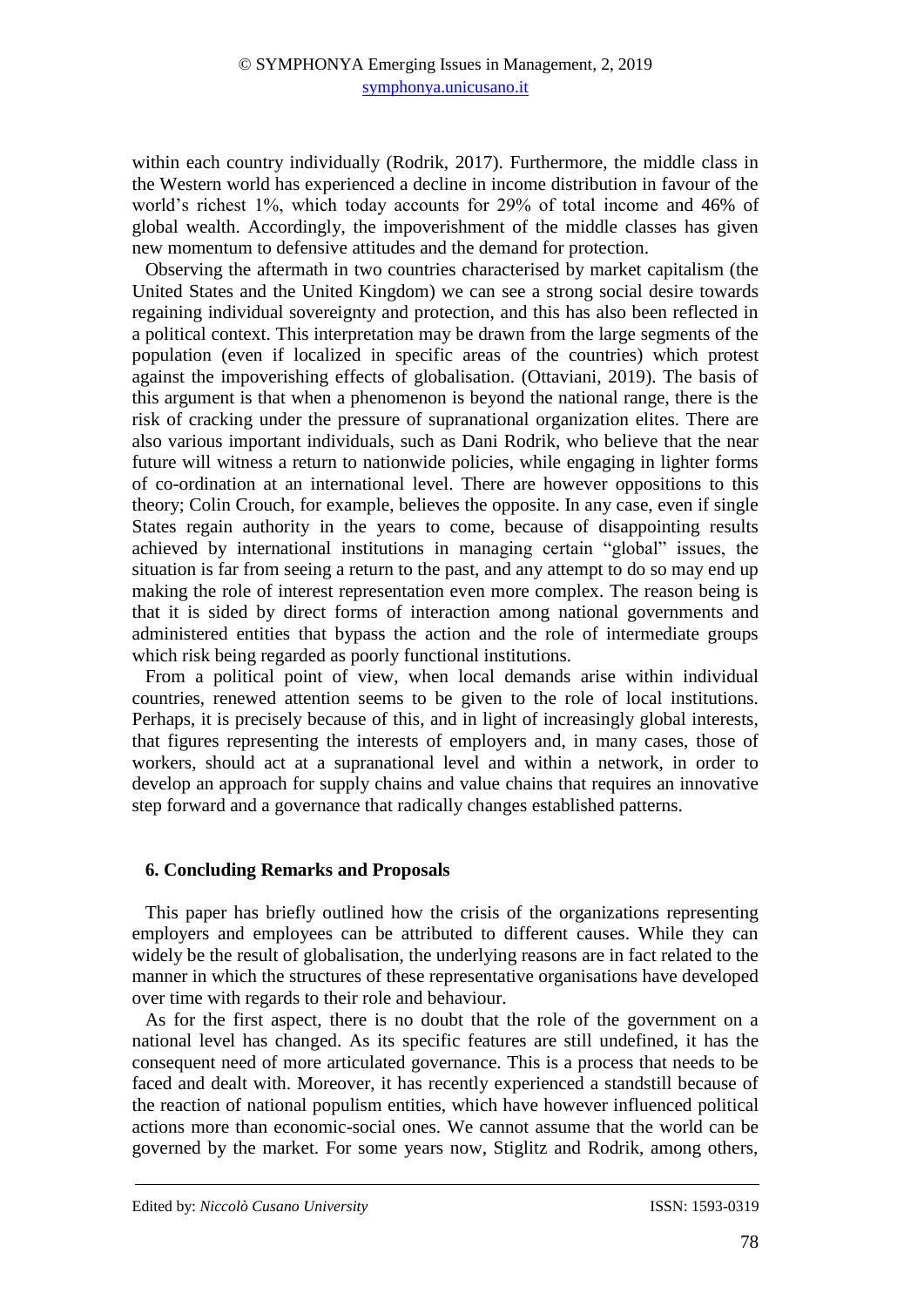within each country individually (Rodrik, 2017). Furthermore, the middle class in the Western world has experienced a decline in income distribution in favour of the world's richest 1%, which today accounts for 29% of total income and 46% of global wealth. Accordingly, the impoverishment of the middle classes has given new momentum to defensive attitudes and the demand for protection.

Observing the aftermath in two countries characterised by market capitalism (the United States and the United Kingdom) we can see a strong social desire towards regaining individual sovereignty and protection, and this has also been reflected in a political context. This interpretation may be drawn from the large segments of the population (even if localized in specific areas of the countries) which protest against the impoverishing effects of globalisation. (Ottaviani, 2019). The basis of this argument is that when a phenomenon is beyond the national range, there is the risk of cracking under the pressure of supranational organization elites. There are also various important individuals, such as Dani Rodrik, who believe that the near future will witness a return to nationwide policies, while engaging in lighter forms of co-ordination at an international level. There are however oppositions to this theory; Colin Crouch, for example, believes the opposite. In any case, even if single States regain authority in the years to come, because of disappointing results achieved by international institutions in managing certain "global" issues, the situation is far from seeing a return to the past, and any attempt to do so may end up making the role of interest representation even more complex. The reason being is that it is sided by direct forms of interaction among national governments and administered entities that bypass the action and the role of intermediate groups which risk being regarded as poorly functional institutions.

From a political point of view, when local demands arise within individual countries, renewed attention seems to be given to the role of local institutions. Perhaps, it is precisely because of this, and in light of increasingly global interests, that figures representing the interests of employers and, in many cases, those of workers, should act at a supranational level and within a network, in order to develop an approach for supply chains and value chains that requires an innovative step forward and a governance that radically changes established patterns.

## 6. Concluding Remarks and Proposals

This paper has briefly outlined how the crisis of the organizations representing employers and employees can be attributed to different causes. While they can widely be the result of globalisation, the underlying reasons are in fact related to the manner in which the structures of these representative organisations have developed over time with regards to their role and behaviour.

As for the first aspect, there is no doubt that the role of the government on a national level has changed. As its specific features are still undefined, it has the consequent need of more articulated governance. This is a process that needs to be faced and dealt with. Moreover, it has recently experienced a standstill because of the reaction of national populism entities, which have however influenced political actions more than economic-social ones. We cannot assume that the world can be governed by the market. For some years now, Stiglitz and Rodrik, among others,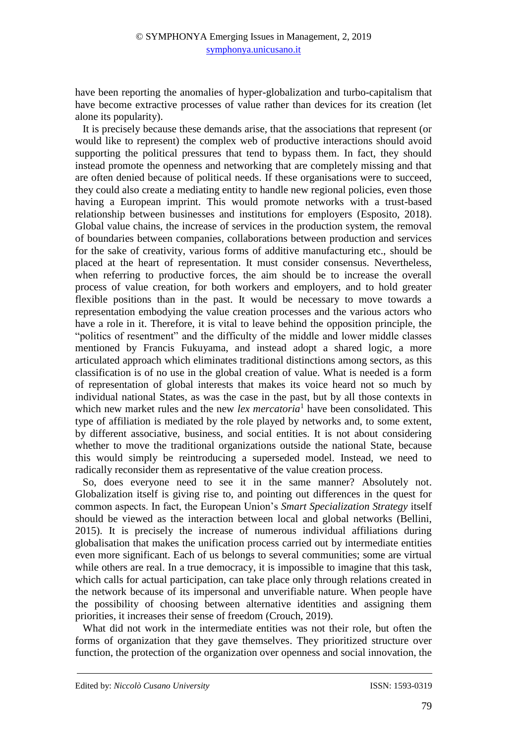have been reporting the anomalies of hyper-globalization and turbo-capitalism that have become extractive processes of value rather than devices for its creation (let alone its popularity).

It is precisely because these demands arise, that the associations that represent (or would like to represent) the complex web of productive interactions should avoid supporting the political pressures that tend to bypass them. In fact, they should instead promote the openness and networking that are completely missing and that are often denied because of political needs. If these organisations were to succeed, they could also create a mediating entity to handle new regional policies, even those having a European imprint. This would promote networks with a trust-based relationship between businesses and institutions for employers (Esposito, 2018). Global value chains, the increase of services in the production system, the removal of boundaries between companies, collaborations between production and services for the sake of creativity, various forms of additive manufacturing etc., should be placed at the heart of representation. It must consider consensus. Nevertheless, when referring to productive forces, the aim should be to increase the overall process of value creation, for both workers and employers, and to hold greater flexible positions than in the past. It would be necessary to move towards a representation embodying the value creation processes and the various actors who have a role in it. Therefore, it is vital to leave behind the opposition principle, the "politics of resentment" and the difficulty of the middle and lower middle classes mentioned by Francis Fukuyama, and instead adopt a shared logic, a more articulated approach which eliminates traditional distinctions among sectors, as this classification is of no use in the global creation of value. What is needed is a form of representation of global interests that makes its voice heard not so much by individual national States, as was the case in the past, but by all those contexts in which new market rules and the new *lex mercatoria*[1] have been consolidated. This type of affiliation is mediated by the role played by networks and, to some extent, by different associative, business, and social entities. It is not about considering whether to move the traditional organizations outside the national State, because this would simply be reintroducing a superseded model. Instead, we need to radically reconsider them as representative of the value creation process.

So, does everyone need to see it in the same manner? Absolutely not. Globalization itself is giving rise to, and pointing out differences in the quest for common aspects. In fact, the European Union's *Smart Specialization Strategy* itself should be viewed as the interaction between local and global networks (Bellini, 2015). It is precisely the increase of numerous individual affiliations during globalisation that makes the unification process carried out by intermediate entities even more significant. Each of us belongs to several communities; some are virtual while others are real. In a true democracy, it is impossible to imagine that this task, which calls for actual participation, can take place only through relations created in the network because of its impersonal and unverifiable nature. When people have the possibility of choosing between alternative identities and assigning them priorities, it increases their sense of freedom (Crouch, 2019).

What did not work in the intermediate entities was not their role, but often the forms of organization that they gave themselves. They prioritized structure over function, the protection of the organization over openness and social innovation, the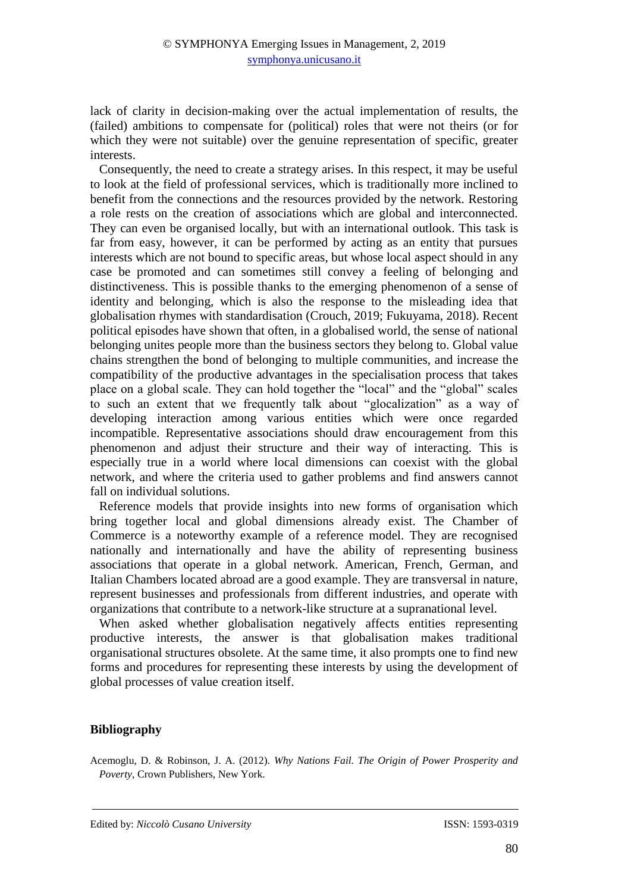lack of clarity in decision-making over the actual implementation of results, the (failed) ambitions to compensate for (political) roles that were not theirs (or for which they were not suitable) over the genuine representation of specific, greater interests.

Consequently, the need to create a strategy arises. In this respect, it may be useful to look at the field of professional services, which is traditionally more inclined to benefit from the connections and the resources provided by the network. Restoring a role rests on the creation of associations which are global and interconnected. They can even be organised locally, but with an international outlook. This task is far from easy, however, it can be performed by acting as an entity that pursues interests which are not bound to specific areas, but whose local aspect should in any case be promoted and can sometimes still convey a feeling of belonging and distinctiveness. This is possible thanks to the emerging phenomenon of a sense of identity and belonging, which is also the response to the misleading idea that globalisation rhymes with standardisation (Crouch, 2019; Fukuyama, 2018). Recent political episodes have shown that often, in a globalised world, the sense of national belonging unites people more than the business sectors they belong to. Global value chains strengthen the bond of belonging to multiple communities, and increase the compatibility of the productive advantages in the specialisation process that takes place on a global scale. They can hold together the "local" and the "global" scales to such an extent that we frequently talk about "glocalization" as a way of developing interaction among various entities which were once regarded incompatible. Representative associations should draw encouragement from this phenomenon and adjust their structure and their way of interacting. This is especially true in a world where local dimensions can coexist with the global network, and where the criteria used to gather problems and find answers cannot fall on individual solutions.

Reference models that provide insights into new forms of organisation which bring together local and global dimensions already exist. The Chamber of Commerce is a noteworthy example of a reference model. They are recognised nationally and internationally and have the ability of representing business associations that operate in a global network. American, French, German, and Italian Chambers located abroad are a good example. They are transversal in nature, represent businesses and professionals from different industries, and operate with organizations that contribute to a network-like structure at a supranational level.

When asked whether globalisation negatively affects entities representing productive interests, the answer is that globalisation makes traditional organisational structures obsolete. At the same time, it also prompts one to find new forms and procedures for representing these interests by using the development of global processes of value creation itself.

## Bibliography

Acemoglu, D. & Robinson, J. A. (2012). *Why Nations Fail. The Origin of Power Prosperity and Poverty*, Crown Publishers, New York.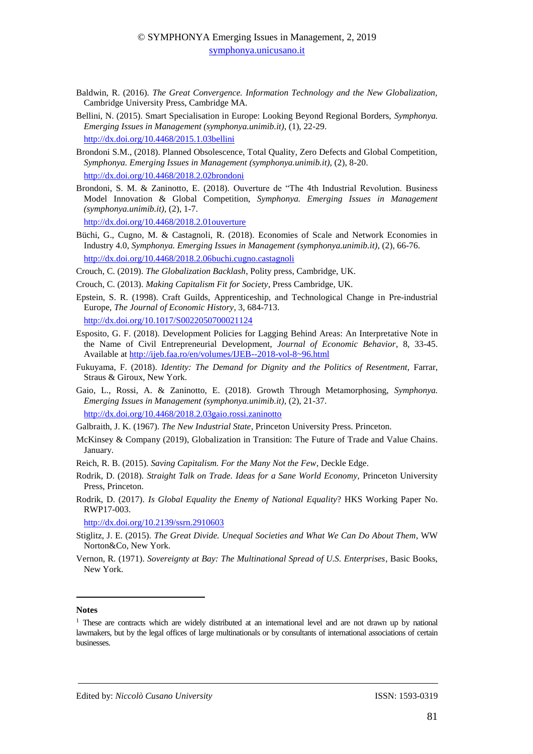Baldwin, R. (2016). *The Great Convergence. Information Technology and the New Globalization*, Cambridge University Press, Cambridge MA.

Bellini, N. (2015). Smart Specialisation in Europe: Looking Beyond Regional Borders, *Symphonya. Emerging Issues in Management (symphonya.unimib.it)*, (1), 22-29. http://dx.doi.org/10.4468/2015.1.03bellini

Brondoni S.M., (2018). Planned Obsolescence, Total Quality, Zero Defects and Global Competition, *Symphonya. Emerging Issues in Management (symphonya.unimib.it)*, (2), 8-20. http://dx.doi.org/10.4468/2018.2.02brondoni

Brondoni, S. M. & Zaninotto, E. (2018). Ouverture de "The 4th Industrial Revolution. Business Model Innovation & Global Competition, *Symphonya. Emerging Issues in Management (symphonya.unimib.it)*, (2), 1-7. http://dx.doi.org/10.4468/2018.2.01ouverture

Büchi, G., Cugno, M. & Castagnoli, R. (2018). Economies of Scale and Network Economies in Industry 4.0, *Symphonya. Emerging Issues in Management (symphonya.unimib.it)*, (2), 66-76. http://dx.doi.org/10.4468/2018.2.06buchi.cugno.castagnoli

Crouch, C. (2019). *The Globalization Backlash*, Polity press, Cambridge, UK.

Crouch, C. (2013). *Making Capitalism Fit for Society*, Press Cambridge, UK.

Epstein, S. R. (1998). Craft Guilds, Apprenticeship, and Technological Change in Pre-industrial Europe, *The Journal of Economic History*, 3, 684-713. http://dx.doi.org/10.1017/S0022050700021124

Esposito, G. F. (2018). Development Policies for Lagging Behind Areas: An Interpretative Note in the Name of Civil Entrepreneurial Development, *Journal of Economic Behavior*, 8, 33-45. Available at http://ijeb.faa.ro/en/volumes/IJEB--2018-vol-8~96.html

Fukuyama, F. (2018). *Identity: The Demand for Dignity and the Politics of Resentment*, Farrar, Straus & Giroux, New York.

Gaio, L., Rossi, A. & Zaninotto, E. (2018). Growth Through Metamorphosing, *Symphonya. Emerging Issues in Management (symphonya.unimib.it)*, (2), 21-37. http://dx.doi.org/10.4468/2018.2.03gaio.rossi.zaninotto

Galbraith, J. K. (1967). *The New Industrial State*, Princeton University Press. Princeton.

McKinsey & Company (2019), Globalization in Transition: The Future of Trade and Value Chains. January.

Reich, R. B. (2015). *Saving Capitalism. For the Many Not the Few*, Deckle Edge.

Rodrik, D. (2018). *Straight Talk on Trade. Ideas for a Sane World Economy*, Princeton University Press, Princeton.

Rodrik, D. (2017). *Is Global Equality the Enemy of National Equality*? HKS Working Paper No. RWP17-003. http://dx.doi.org/10.2139/ssrn.2910603

Stiglitz, J. E. (2015). *The Great Divide. Unequal Societies and What We Can Do About Them*, WW Norton&Co, New York.

Vernon, R. (1971). *Sovereignty at Bay: The Multinational Spread of U.S. Enterprises*, Basic Books, New York.

---

**Notes**

[1] These are contracts which are widely distributed at an international level and are not drawn up by national lawmakers, but by the legal offices of large multinationals or by consultants of international associations of certain businesses.